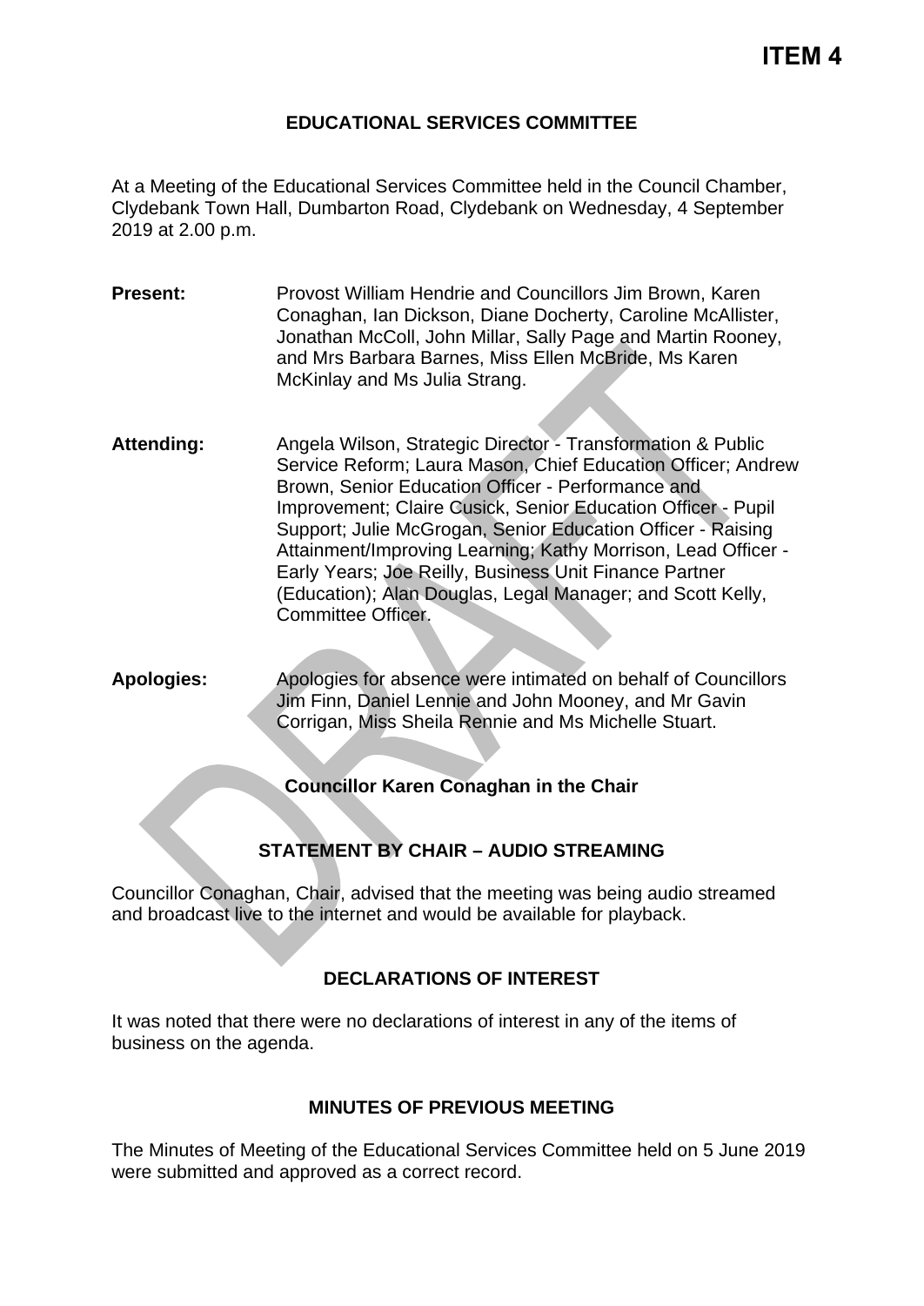**ITEM 4**

# EDUCATIONAL SERVICES COMMITTEE

At a Meeting of the Educational Services Committee held in the Council Chamber, Clydebank Town Hall, Dumbarton Road, Clydebank on Wednesday, 4 September 2019 at 2.00 p.m.

**Present:** Provost William Hendrie and Councillors Jim Brown, Karen Conaghan, Ian Dickson, Diane Docherty, Caroline McAllister, Jonathan McColl, John Millar, Sally Page and Martin Rooney, and Mrs Barbara Barnes, Miss Ellen McBride, Ms Karen McKinlay and Ms Julia Strang.

**Attending:** Angela Wilson, Strategic Director - Transformation & Public Service Reform; Laura Mason, Chief Education Officer; Andrew Brown, Senior Education Officer - Performance and Improvement; Claire Cusick, Senior Education Officer - Pupil Support; Julie McGrogan, Senior Education Officer - Raising Attainment/Improving Learning; Kathy Morrison, Lead Officer - Early Years; Joe Reilly, Business Unit Finance Partner (Education); Alan Douglas, Legal Manager; and Scott Kelly, Committee Officer.

**Apologies:** Apologies for absence were intimated on behalf of Councillors Jim Finn, Daniel Lennie and John Mooney, and Mr Gavin Corrigan, Miss Sheila Rennie and Ms Michelle Stuart.

**Councillor Karen Conaghan in the Chair**

## STATEMENT BY CHAIR – AUDIO STREAMING

Councillor Conaghan, Chair, advised that the meeting was being audio streamed and broadcast live to the internet and would be available for playback.

## DECLARATIONS OF INTEREST

It was noted that there were no declarations of interest in any of the items of business on the agenda.

## MINUTES OF PREVIOUS MEETING

The Minutes of Meeting of the Educational Services Committee held on 5 June 2019 were submitted and approved as a correct record.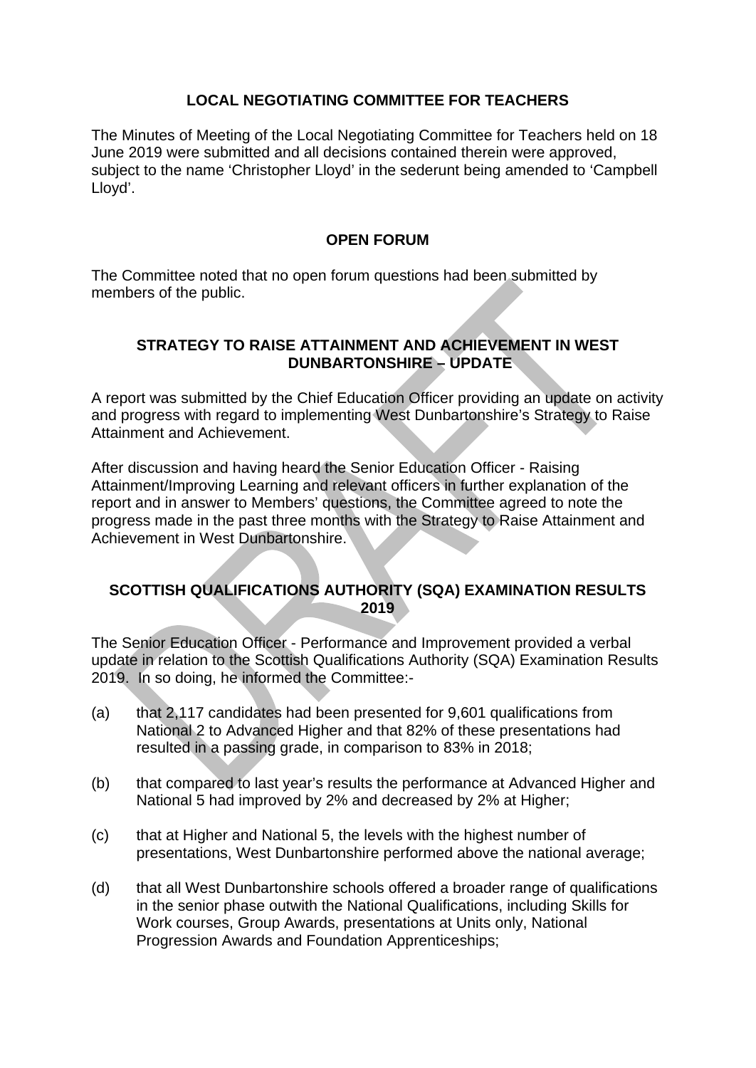## LOCAL NEGOTIATING COMMITTEE FOR TEACHERS

The Minutes of Meeting of the Local Negotiating Committee for Teachers held on 18 June 2019 were submitted and all decisions contained therein were approved, subject to the name 'Christopher Lloyd' in the sederunt being amended to 'Campbell Lloyd'.

## OPEN FORUM

The Committee noted that no open forum questions had been submitted by members of the public.

## STRATEGY TO RAISE ATTAINMENT AND ACHIEVEMENT IN WEST DUNBARTONSHIRE – UPDATE

A report was submitted by the Chief Education Officer providing an update on activity and progress with regard to implementing West Dunbartonshire's Strategy to Raise Attainment and Achievement.

After discussion and having heard the Senior Education Officer - Raising Attainment/Improving Learning and relevant officers in further explanation of the report and in answer to Members' questions, the Committee agreed to note the progress made in the past three months with the Strategy to Raise Attainment and Achievement in West Dunbartonshire.

## SCOTTISH QUALIFICATIONS AUTHORITY (SQA) EXAMINATION RESULTS 2019

The Senior Education Officer - Performance and Improvement provided a verbal update in relation to the Scottish Qualifications Authority (SQA) Examination Results 2019. In so doing, he informed the Committee:-

(a) that 2,117 candidates had been presented for 9,601 qualifications from National 2 to Advanced Higher and that 82% of these presentations had resulted in a passing grade, in comparison to 83% in 2018;

(b) that compared to last year's results the performance at Advanced Higher and National 5 had improved by 2% and decreased by 2% at Higher;

(c) that at Higher and National 5, the levels with the highest number of presentations, West Dunbartonshire performed above the national average;

(d) that all West Dunbartonshire schools offered a broader range of qualifications in the senior phase outwith the National Qualifications, including Skills for Work courses, Group Awards, presentations at Units only, National Progression Awards and Foundation Apprenticeships;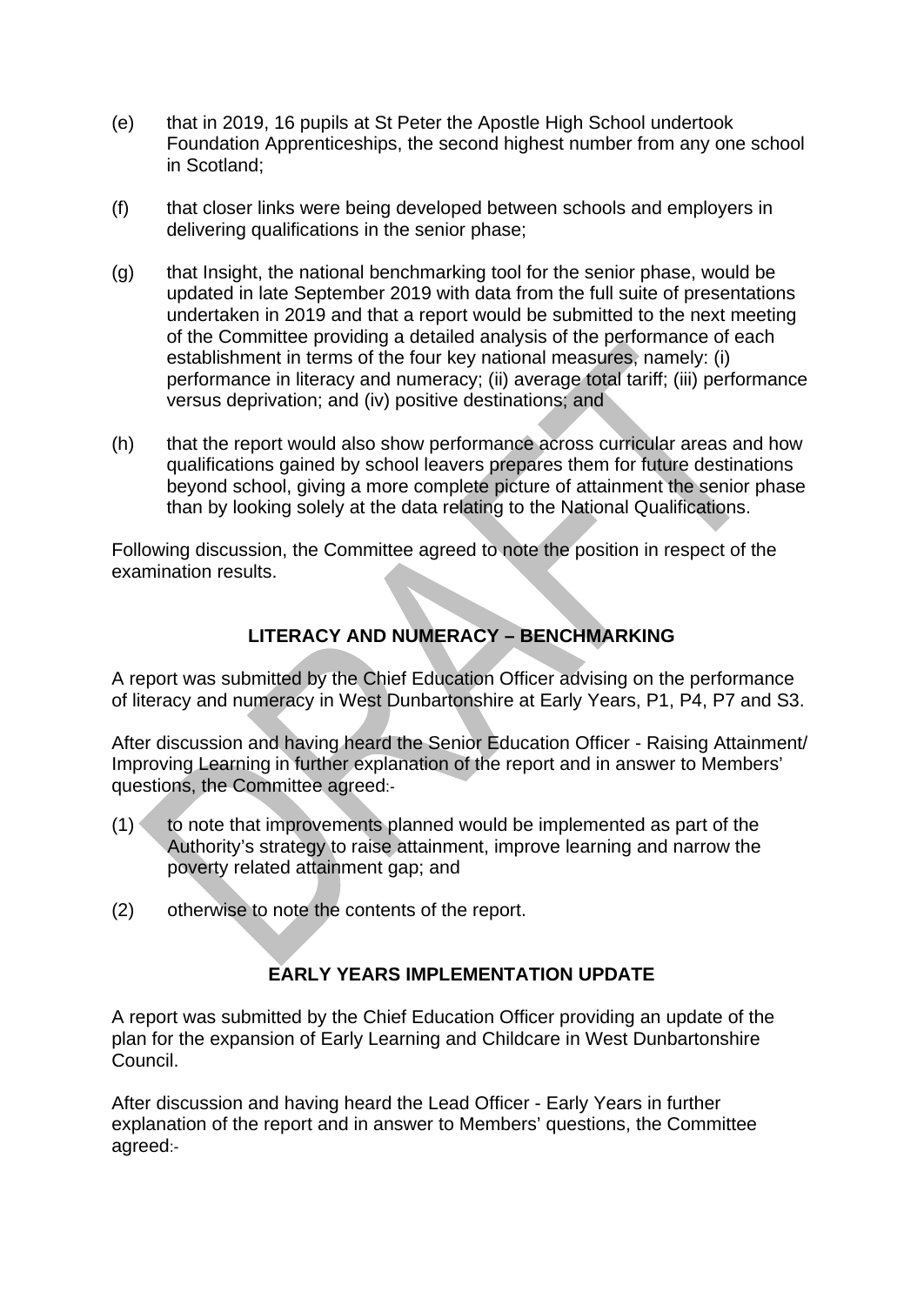(e) that in 2019, 16 pupils at St Peter the Apostle High School undertook Foundation Apprenticeships, the second highest number from any one school in Scotland;

(f) that closer links were being developed between schools and employers in delivering qualifications in the senior phase;

(g) that Insight, the national benchmarking tool for the senior phase, would be updated in late September 2019 with data from the full suite of presentations undertaken in 2019 and that a report would be submitted to the next meeting of the Committee providing a detailed analysis of the performance of each establishment in terms of the four key national measures, namely: (i) performance in literacy and numeracy; (ii) average total tariff; (iii) performance versus deprivation; and (iv) positive destinations; and

(h) that the report would also show performance across curricular areas and how qualifications gained by school leavers prepares them for future destinations beyond school, giving a more complete picture of attainment the senior phase than by looking solely at the data relating to the National Qualifications.

Following discussion, the Committee agreed to note the position in respect of the examination results.

## LITERACY AND NUMERACY – BENCHMARKING

A report was submitted by the Chief Education Officer advising on the performance of literacy and numeracy in West Dunbartonshire at Early Years, P1, P4, P7 and S3.

After discussion and having heard the Senior Education Officer - Raising Attainment/ Improving Learning in further explanation of the report and in answer to Members' questions, the Committee agreed:-

(1) to note that improvements planned would be implemented as part of the Authority's strategy to raise attainment, improve learning and narrow the poverty related attainment gap; and

(2) otherwise to note the contents of the report.

## EARLY YEARS IMPLEMENTATION UPDATE

A report was submitted by the Chief Education Officer providing an update of the plan for the expansion of Early Learning and Childcare in West Dunbartonshire Council.

After discussion and having heard the Lead Officer - Early Years in further explanation of the report and in answer to Members' questions, the Committee agreed:-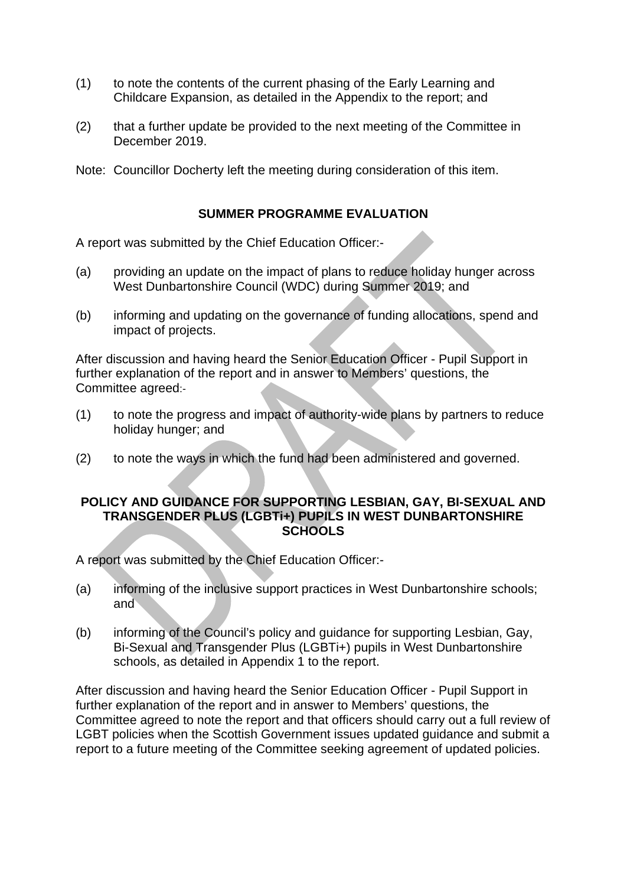(1) to note the contents of the current phasing of the Early Learning and Childcare Expansion, as detailed in the Appendix to the report; and

(2) that a further update be provided to the next meeting of the Committee in December 2019.

Note: Councillor Docherty left the meeting during consideration of this item.

## SUMMER PROGRAMME EVALUATION

A report was submitted by the Chief Education Officer:-

(a) providing an update on the impact of plans to reduce holiday hunger across West Dunbartonshire Council (WDC) during Summer 2019; and

(b) informing and updating on the governance of funding allocations, spend and impact of projects.

After discussion and having heard the Senior Education Officer - Pupil Support in further explanation of the report and in answer to Members' questions, the Committee agreed:-

(1) to note the progress and impact of authority-wide plans by partners to reduce holiday hunger; and

(2) to note the ways in which the fund had been administered and governed.

## POLICY AND GUIDANCE FOR SUPPORTING LESBIAN, GAY, BI-SEXUAL AND TRANSGENDER PLUS (LGBTi+) PUPILS IN WEST DUNBARTONSHIRE SCHOOLS

A report was submitted by the Chief Education Officer:-

(a) informing of the inclusive support practices in West Dunbartonshire schools; and

(b) informing of the Council's policy and guidance for supporting Lesbian, Gay, Bi-Sexual and Transgender Plus (LGBTi+) pupils in West Dunbartonshire schools, as detailed in Appendix 1 to the report.

After discussion and having heard the Senior Education Officer - Pupil Support in further explanation of the report and in answer to Members' questions, the Committee agreed to note the report and that officers should carry out a full review of LGBT policies when the Scottish Government issues updated guidance and submit a report to a future meeting of the Committee seeking agreement of updated policies.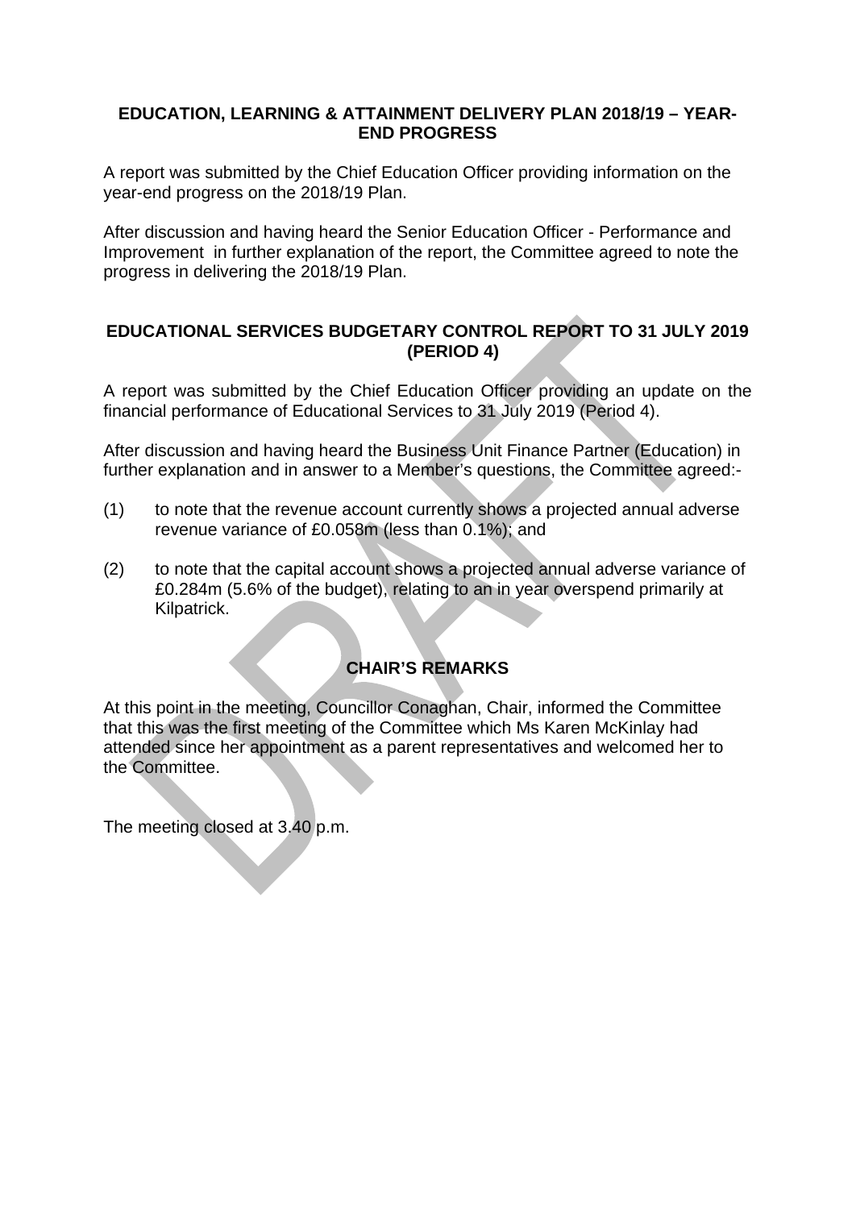**EDUCATION, LEARNING & ATTAINMENT DELIVERY PLAN 2018/19 – YEAR-END PROGRESS**

A report was submitted by the Chief Education Officer providing information on the year-end progress on the 2018/19 Plan.

After discussion and having heard the Senior Education Officer - Performance and Improvement in further explanation of the report, the Committee agreed to note the progress in delivering the 2018/19 Plan.

**EDUCATIONAL SERVICES BUDGETARY CONTROL REPORT TO 31 JULY 2019 (PERIOD 4)**

A report was submitted by the Chief Education Officer providing an update on the financial performance of Educational Services to 31 July 2019 (Period 4).

After discussion and having heard the Business Unit Finance Partner (Education) in further explanation and in answer to a Member's questions, the Committee agreed:-

(1) to note that the revenue account currently shows a projected annual adverse revenue variance of £0.058m (less than 0.1%); and

(2) to note that the capital account shows a projected annual adverse variance of £0.284m (5.6% of the budget), relating to an in year overspend primarily at Kilpatrick.

**CHAIR'S REMARKS**

At this point in the meeting, Councillor Conaghan, Chair, informed the Committee that this was the first meeting of the Committee which Ms Karen McKinlay had attended since her appointment as a parent representatives and welcomed her to the Committee.

The meeting closed at 3.40 p.m.